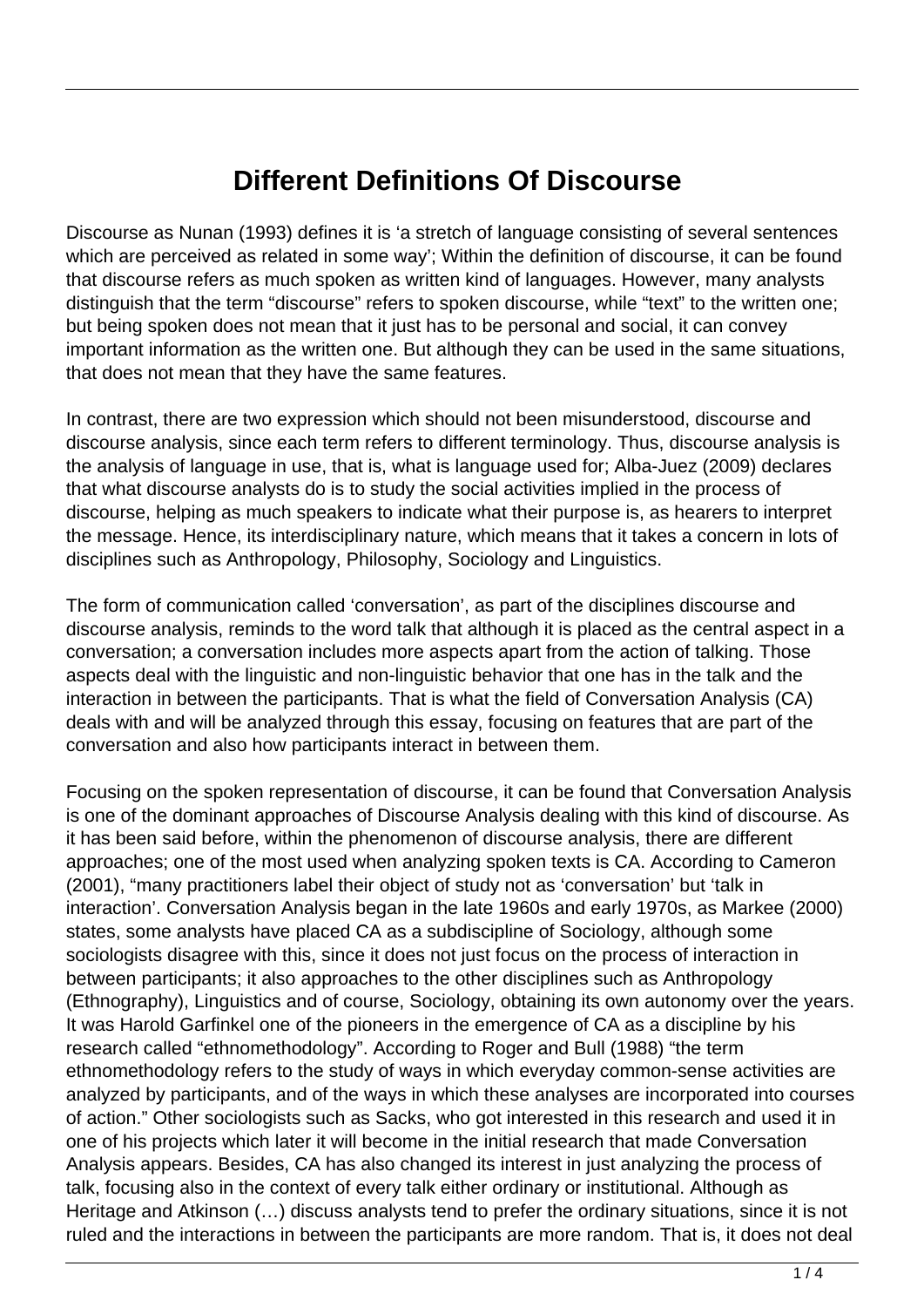# Different Definitions Of Discourse

Discourse as Nunan (1993) defines it is 'a stretch of language consisting of several sentences which are perceived as related in some way'; Within the definition of discourse, it can be found that discourse refers as much spoken as written kind of languages. However, many analysts distinguish that the term "discourse" refers to spoken discourse, while "text" to the written one; but being spoken does not mean that it just has to be personal and social, it can convey important information as the written one. But although they can be used in the same situations, that does not mean that they have the same features.

In contrast, there are two expression which should not been misunderstood, discourse and discourse analysis, since each term refers to different terminology. Thus, discourse analysis is the analysis of language in use, that is, what is language used for; Alba-Juez (2009) declares that what discourse analysts do is to study the social activities implied in the process of discourse, helping as much speakers to indicate what their purpose is, as hearers to interpret the message. Hence, its interdisciplinary nature, which means that it takes a concern in lots of disciplines such as Anthropology, Philosophy, Sociology and Linguistics.

The form of communication called 'conversation', as part of the disciplines discourse and discourse analysis, reminds to the word talk that although it is placed as the central aspect in a conversation; a conversation includes more aspects apart from the action of talking. Those aspects deal with the linguistic and non-linguistic behavior that one has in the talk and the interaction in between the participants. That is what the field of Conversation Analysis (CA) deals with and will be analyzed through this essay, focusing on features that are part of the conversation and also how participants interact in between them.

Focusing on the spoken representation of discourse, it can be found that Conversation Analysis is one of the dominant approaches of Discourse Analysis dealing with this kind of discourse. As it has been said before, within the phenomenon of discourse analysis, there are different approaches; one of the most used when analyzing spoken texts is CA. According to Cameron (2001), "many practitioners label their object of study not as 'conversation' but 'talk in interaction'. Conversation Analysis began in the late 1960s and early 1970s, as Markee (2000) states, some analysts have placed CA as a subdiscipline of Sociology, although some sociologists disagree with this, since it does not just focus on the process of interaction in between participants; it also approaches to the other disciplines such as Anthropology (Ethnography), Linguistics and of course, Sociology, obtaining its own autonomy over the years. It was Harold Garfinkel one of the pioneers in the emergence of CA as a discipline by his research called "ethnomethodology". According to Roger and Bull (1988) "the term ethnomethodology refers to the study of ways in which everyday common-sense activities are analyzed by participants, and of the ways in which these analyses are incorporated into courses of action." Other sociologists such as Sacks, who got interested in this research and used it in one of his projects which later it will become in the initial research that made Conversation Analysis appears. Besides, CA has also changed its interest in just analyzing the process of talk, focusing also in the context of every talk either ordinary or institutional. Although as Heritage and Atkinson (…) discuss analysts tend to prefer the ordinary situations, since it is not ruled and the interactions in between the participants are more random. That is, it does not deal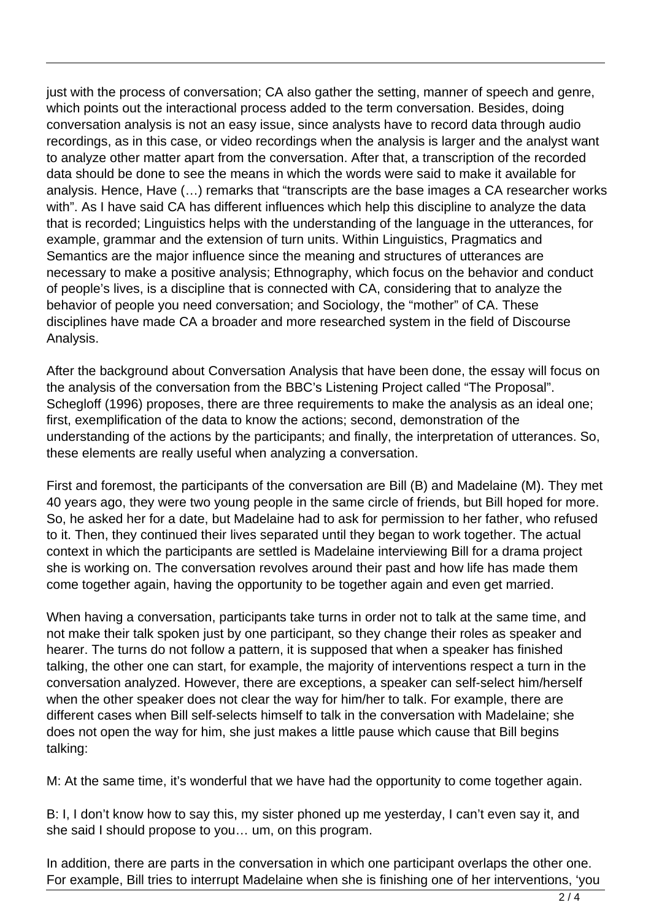just with the process of conversation; CA also gather the setting, manner of speech and genre, which points out the interactional process added to the term conversation. Besides, doing conversation analysis is not an easy issue, since analysts have to record data through audio recordings, as in this case, or video recordings when the analysis is larger and the analyst want to analyze other matter apart from the conversation. After that, a transcription of the recorded data should be done to see the means in which the words were said to make it available for analysis. Hence, Have (…) remarks that "transcripts are the base images a CA researcher works with". As I have said CA has different influences which help this discipline to analyze the data that is recorded; Linguistics helps with the understanding of the language in the utterances, for example, grammar and the extension of turn units. Within Linguistics, Pragmatics and Semantics are the major influence since the meaning and structures of utterances are necessary to make a positive analysis; Ethnography, which focus on the behavior and conduct of people's lives, is a discipline that is connected with CA, considering that to analyze the behavior of people you need conversation; and Sociology, the "mother" of CA. These disciplines have made CA a broader and more researched system in the field of Discourse Analysis.

After the background about Conversation Analysis that have been done, the essay will focus on the analysis of the conversation from the BBC's Listening Project called "The Proposal". Schegloff (1996) proposes, there are three requirements to make the analysis as an ideal one; first, exemplification of the data to know the actions; second, demonstration of the understanding of the actions by the participants; and finally, the interpretation of utterances. So, these elements are really useful when analyzing a conversation.

First and foremost, the participants of the conversation are Bill (B) and Madelaine (M). They met 40 years ago, they were two young people in the same circle of friends, but Bill hoped for more. So, he asked her for a date, but Madelaine had to ask for permission to her father, who refused to it. Then, they continued their lives separated until they began to work together. The actual context in which the participants are settled is Madelaine interviewing Bill for a drama project she is working on. The conversation revolves around their past and how life has made them come together again, having the opportunity to be together again and even get married.

When having a conversation, participants take turns in order not to talk at the same time, and not make their talk spoken just by one participant, so they change their roles as speaker and hearer. The turns do not follow a pattern, it is supposed that when a speaker has finished talking, the other one can start, for example, the majority of interventions respect a turn in the conversation analyzed. However, there are exceptions, a speaker can self-select him/herself when the other speaker does not clear the way for him/her to talk. For example, there are different cases when Bill self-selects himself to talk in the conversation with Madelaine; she does not open the way for him, she just makes a little pause which cause that Bill begins talking:

M: At the same time, it's wonderful that we have had the opportunity to come together again.

B: I, I don't know how to say this, my sister phoned up me yesterday, I can't even say it, and she said I should propose to you… um, on this program.

In addition, there are parts in the conversation in which one participant overlaps the other one. For example, Bill tries to interrupt Madelaine when she is finishing one of her interventions, 'you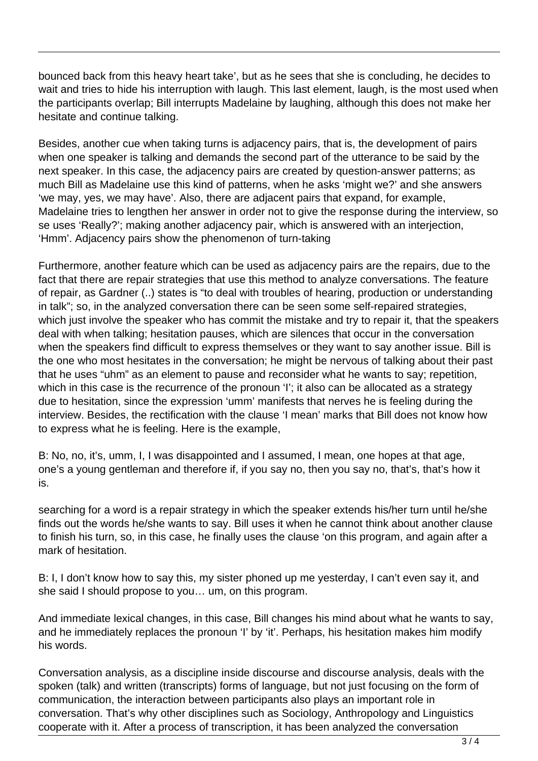bounced back from this heavy heart take', but as he sees that she is concluding, he decides to wait and tries to hide his interruption with laugh. This last element, laugh, is the most used when the participants overlap; Bill interrupts Madelaine by laughing, although this does not make her hesitate and continue talking.

Besides, another cue when taking turns is adjacency pairs, that is, the development of pairs when one speaker is talking and demands the second part of the utterance to be said by the next speaker. In this case, the adjacency pairs are created by question-answer patterns; as much Bill as Madelaine use this kind of patterns, when he asks 'might we?' and she answers 'we may, yes, we may have'. Also, there are adjacent pairs that expand, for example, Madelaine tries to lengthen her answer in order not to give the response during the interview, so se uses 'Really?'; making another adjacency pair, which is answered with an interjection, 'Hmm'. Adjacency pairs show the phenomenon of turn-taking

Furthermore, another feature which can be used as adjacency pairs are the repairs, due to the fact that there are repair strategies that use this method to analyze conversations. The feature of repair, as Gardner (..) states is "to deal with troubles of hearing, production or understanding in talk"; so, in the analyzed conversation there can be seen some self-repaired strategies, which just involve the speaker who has commit the mistake and try to repair it, that the speakers deal with when talking; hesitation pauses, which are silences that occur in the conversation when the speakers find difficult to express themselves or they want to say another issue. Bill is the one who most hesitates in the conversation; he might be nervous of talking about their past that he uses "uhm" as an element to pause and reconsider what he wants to say; repetition, which in this case is the recurrence of the pronoun 'I'; it also can be allocated as a strategy due to hesitation, since the expression 'umm' manifests that nerves he is feeling during the interview. Besides, the rectification with the clause 'I mean' marks that Bill does not know how to express what he is feeling. Here is the example,

B: No, no, it's, umm, I, I was disappointed and I assumed, I mean, one hopes at that age, one's a young gentleman and therefore if, if you say no, then you say no, that's, that's how it is.

searching for a word is a repair strategy in which the speaker extends his/her turn until he/she finds out the words he/she wants to say. Bill uses it when he cannot think about another clause to finish his turn, so, in this case, he finally uses the clause 'on this program, and again after a mark of hesitation.

B: I, I don't know how to say this, my sister phoned up me yesterday, I can't even say it, and she said I should propose to you… um, on this program.

And immediate lexical changes, in this case, Bill changes his mind about what he wants to say, and he immediately replaces the pronoun 'I' by 'it'. Perhaps, his hesitation makes him modify his words.

Conversation analysis, as a discipline inside discourse and discourse analysis, deals with the spoken (talk) and written (transcripts) forms of language, but not just focusing on the form of communication, the interaction between participants also plays an important role in conversation. That's why other disciplines such as Sociology, Anthropology and Linguistics cooperate with it. After a process of transcription, it has been analyzed the conversation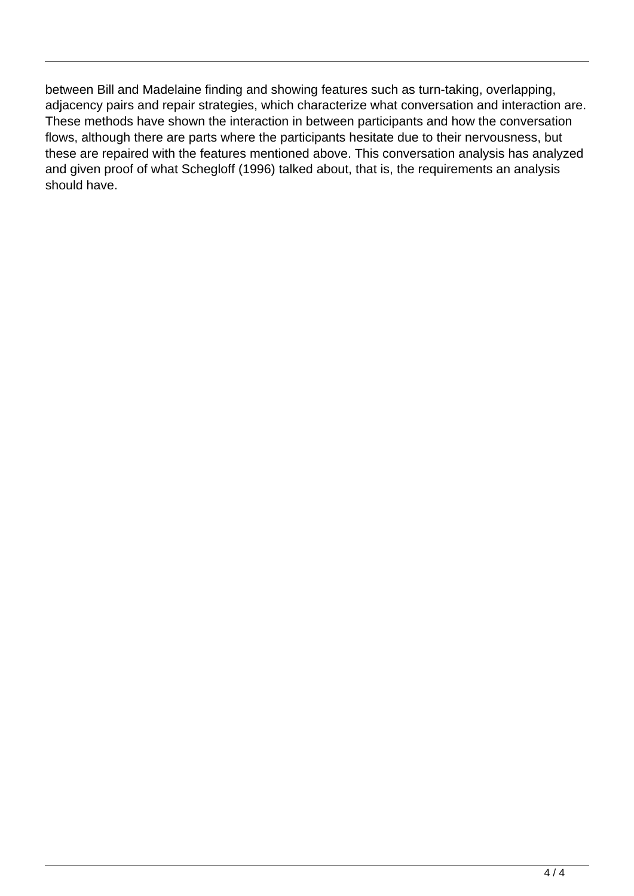between Bill and Madelaine finding and showing features such as turn-taking, overlapping, adjacency pairs and repair strategies, which characterize what conversation and interaction are. These methods have shown the interaction in between participants and how the conversation flows, although there are parts where the participants hesitate due to their nervousness, but these are repaired with the features mentioned above. This conversation analysis has analyzed and given proof of what Schegloff (1996) talked about, that is, the requirements an analysis should have.